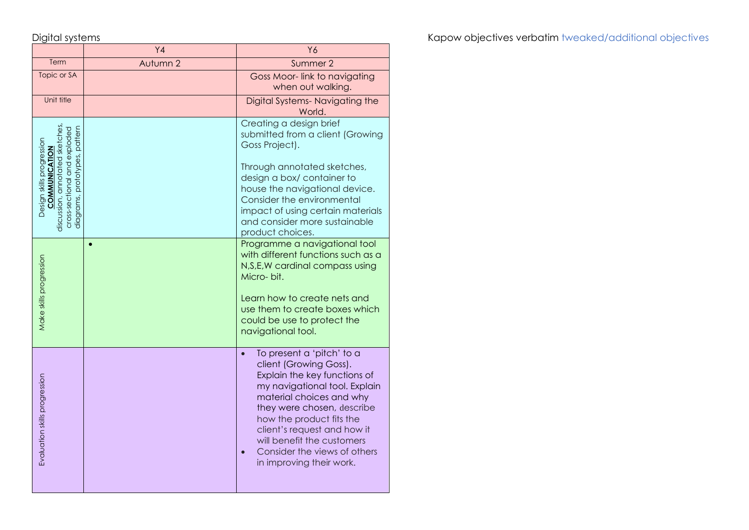Digital systems

Kapow objectives verbatim tweaked/additional objectives

| | Y4 | Y6 |
|---|---|---|
| Term | Autumn 2 | Summer 2 |
| Topic or SA | | Goss Moor- link to navigating when out walking. |
| Unit title | | Digital Systems- Navigating the World. |
| Design skills progression **COMMUNICATION** discussion, annotated sketches, cross-sectional and exploded diagrams, prototypes, pattern | | Creating a design brief submitted from a client (Growing Goss Project).<br><br>Through annotated sketches, design a box/ container to house the navigational device. Consider the environmental impact of using certain materials and consider more sustainable product choices. |
| Make skills progression | • | Programme a navigational tool with different functions such as a N,S,E,W cardinal compass using Micro- bit.<br><br>Learn how to create nets and use them to create boxes which could be use to protect the navigational tool. |
| Evaluation skills progression | | • To present a 'pitch' to a client (Growing Goss). Explain the key functions of my navigational tool. Explain material choices and why they were chosen, describe how the product fits the client's request and how it will benefit the customers<br>• Consider the views of others in improving their work. |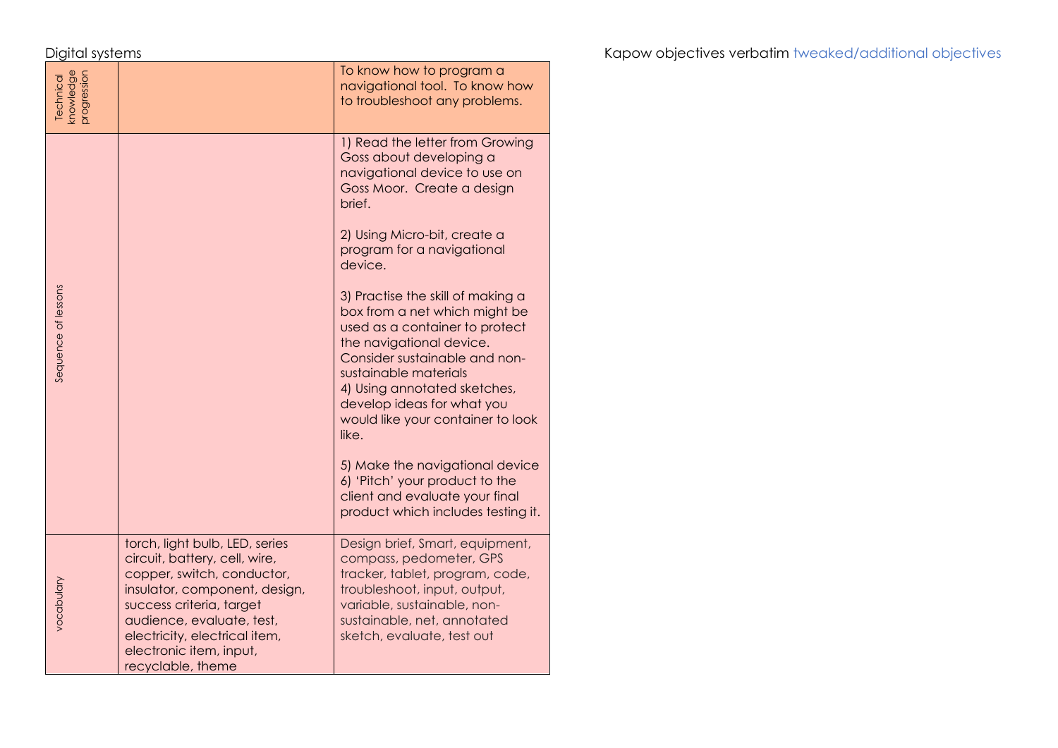Digital systems

Kapow objectives verbatim tweaked/additional objectives

| | | |
|---|---|---|
| Technical knowledge progression | | To know how to program a navigational tool. To know how to troubleshoot any problems. |
| Sequence of lessons | | 1) Read the letter from Growing Goss about developing a navigational device to use on Goss Moor. Create a design brief.<br><br>2) Using Micro-bit, create a program for a navigational device.<br><br>3) Practise the skill of making a box from a net which might be used as a container to protect the navigational device. Consider sustainable and non-sustainable materials<br>4) Using annotated sketches, develop ideas for what you would like your container to look like.<br><br>5) Make the navigational device<br>6) 'Pitch' your product to the client and evaluate your final product which includes testing it. |
| vocabulary | torch, light bulb, LED, series circuit, battery, cell, wire, copper, switch, conductor, insulator, component, design, success criteria, target audience, evaluate, test, electricity, electrical item, electronic item, input, recyclable, theme | Design brief, Smart, equipment, compass, pedometer, GPS tracker, tablet, program, code, troubleshoot, input, output, variable, sustainable, non-sustainable, net, annotated sketch, evaluate, test out |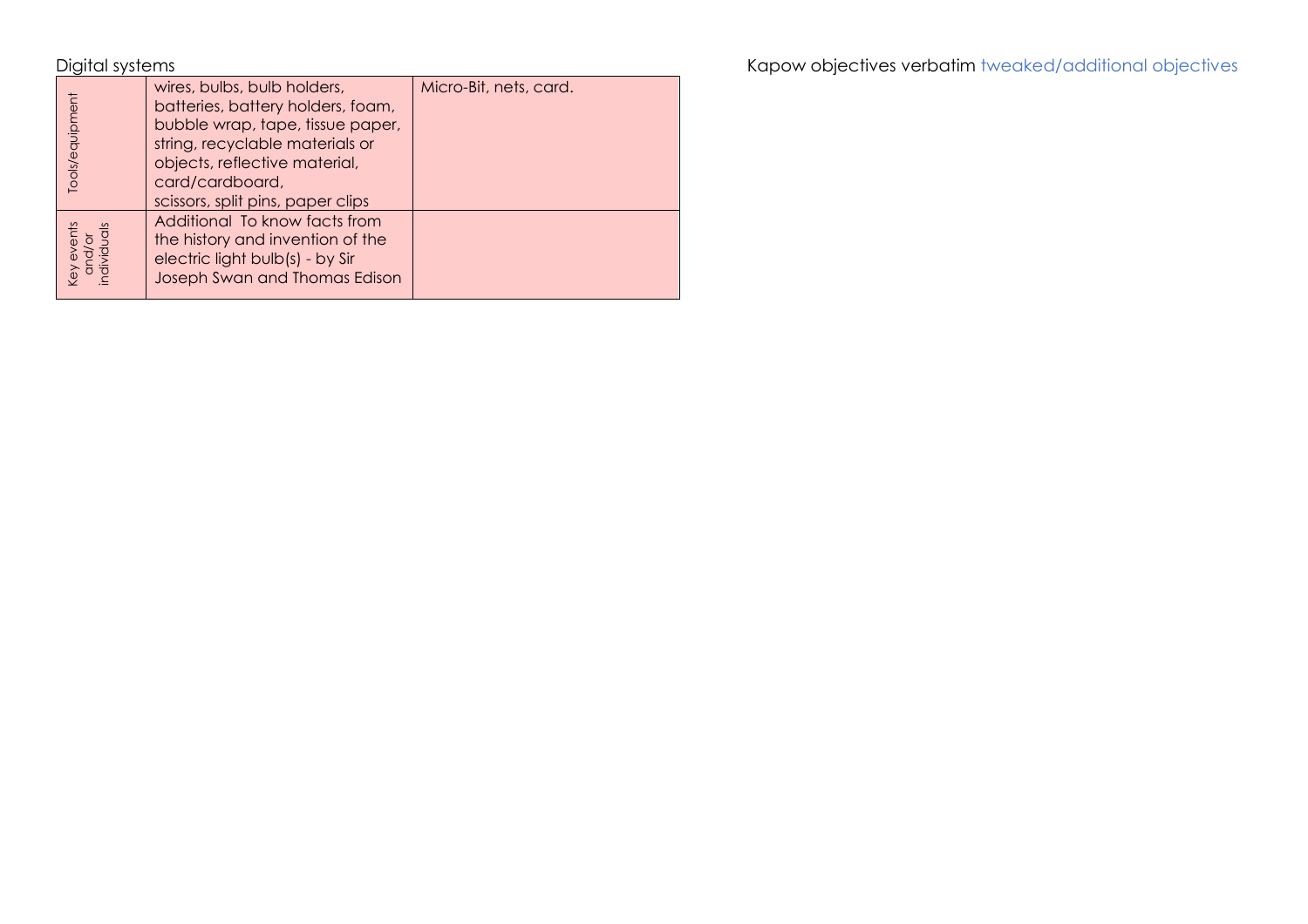Digital systems

Kapow objectives verbatim tweaked/additional objectives

| | | |
|---|---|---|
| Tools/equipment | wires, bulbs, bulb holders, batteries, battery holders, foam, bubble wrap, tape, tissue paper, string, recyclable materials or objects, reflective material, card/cardboard, scissors, split pins, paper clips | Micro-Bit, nets, card. |
| Key events and/or individuals | Additional To know facts from the history and invention of the electric light bulb(s) - by Sir Joseph Swan and Thomas Edison | |